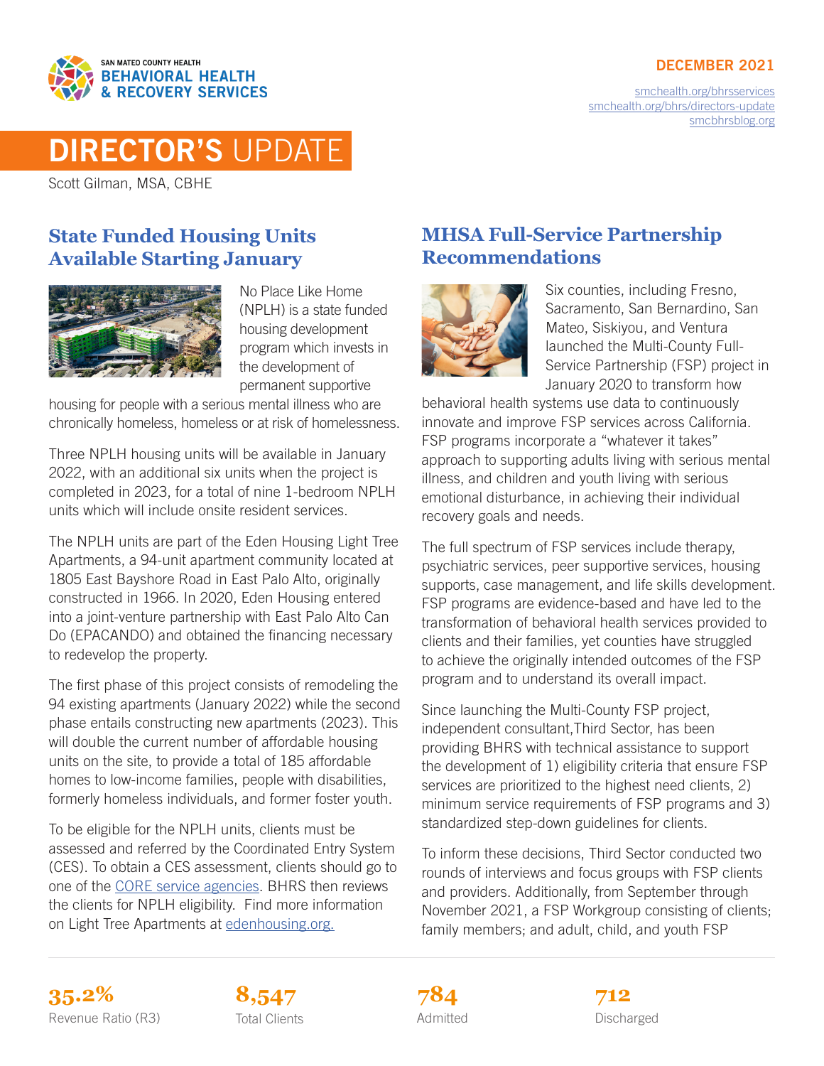SAN MATEO COUNTY HEALTH
BEHAVIORAL HEALTH & RECOVERY SERVICES

DECEMBER 2021

smchealth.org/bhrsservices
smchealth.org/bhrs/directors-update
smcbhrsblog.org

# DIRECTOR'S UPDATE

Scott Gilman, MSA, CBHE

## State Funded Housing Units Available Starting January

No Place Like Home (NPLH) is a state funded housing development program which invests in the development of permanent supportive housing for people with a serious mental illness who are chronically homeless, homeless or at risk of homelessness.

Three NPLH housing units will be available in January 2022, with an additional six units when the project is completed in 2023, for a total of nine 1-bedroom NPLH units which will include onsite resident services.

The NPLH units are part of the Eden Housing Light Tree Apartments, a 94-unit apartment community located at 1805 East Bayshore Road in East Palo Alto, originally constructed in 1966. In 2020, Eden Housing entered into a joint-venture partnership with East Palo Alto Can Do (EPACANDO) and obtained the financing necessary to redevelop the property.

The first phase of this project consists of remodeling the 94 existing apartments (January 2022) while the second phase entails constructing new apartments (2023). This will double the current number of affordable housing units on the site, to provide a total of 185 affordable homes to low-income families, people with disabilities, formerly homeless individuals, and former foster youth.

To be eligible for the NPLH units, clients must be assessed and referred by the Coordinated Entry System (CES). To obtain a CES assessment, clients should go to one of the CORE service agencies. BHRS then reviews the clients for NPLH eligibility. Find more information on Light Tree Apartments at edenhousing.org.

## MHSA Full-Service Partnership Recommendations

Six counties, including Fresno, Sacramento, San Bernardino, San Mateo, Siskiyou, and Ventura launched the Multi-County Full-Service Partnership (FSP) project in January 2020 to transform how behavioral health systems use data to continuously innovate and improve FSP services across California. FSP programs incorporate a "whatever it takes" approach to supporting adults living with serious mental illness, and children and youth living with serious emotional disturbance, in achieving their individual recovery goals and needs.

The full spectrum of FSP services include therapy, psychiatric services, peer supportive services, housing supports, case management, and life skills development. FSP programs are evidence-based and have led to the transformation of behavioral health services provided to clients and their families, yet counties have struggled to achieve the originally intended outcomes of the FSP program and to understand its overall impact.

Since launching the Multi-County FSP project, independent consultant,Third Sector, has been providing BHRS with technical assistance to support the development of 1) eligibility criteria that ensure FSP services are prioritized to the highest need clients, 2) minimum service requirements of FSP programs and 3) standardized step-down guidelines for clients.

To inform these decisions, Third Sector conducted two rounds of interviews and focus groups with FSP clients and providers. Additionally, from September through November 2021, a FSP Workgroup consisting of clients; family members; and adult, child, and youth FSP

**35.2%** Revenue Ratio (R3)

**8,547** Total Clients

**784** Admitted

**712** Discharged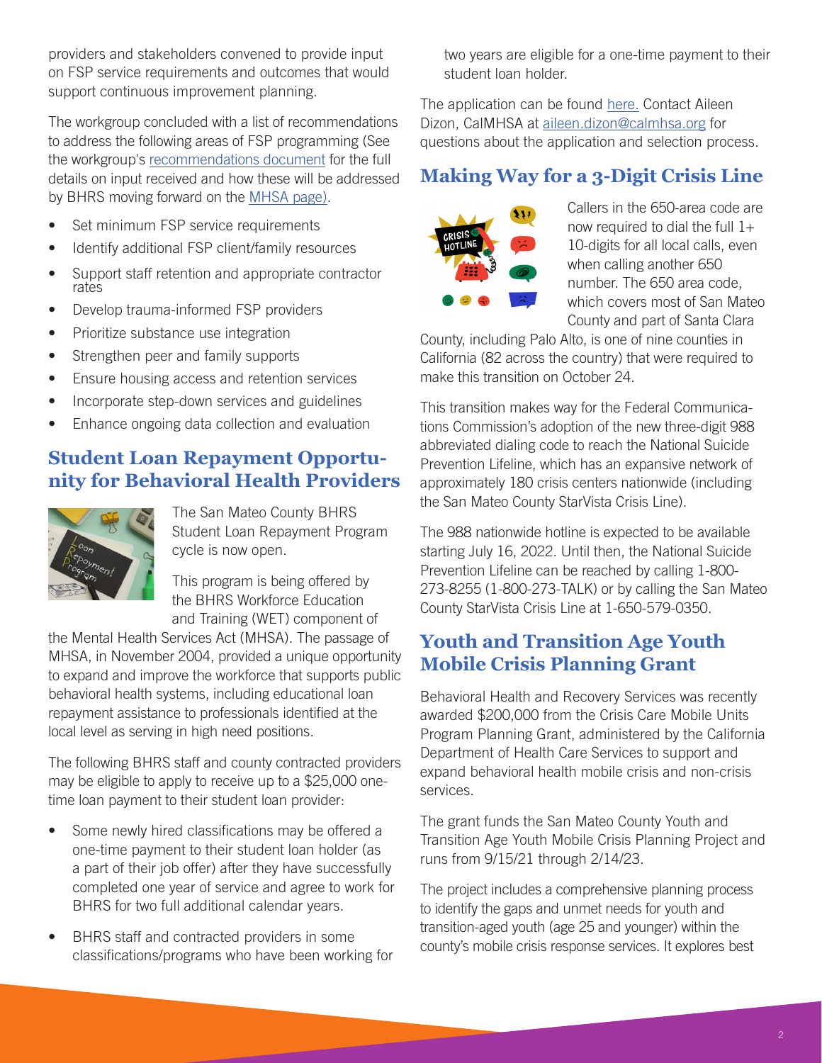providers and stakeholders convened to provide input on FSP service requirements and outcomes that would support continuous improvement planning.

The workgroup concluded with a list of recommendations to address the following areas of FSP programming (See the workgroup's recommendations document for the full details on input received and how these will be addressed by BHRS moving forward on the MHSA page).

- Set minimum FSP service requirements
- Identify additional FSP client/family resources
- Support staff retention and appropriate contractor rates
- Develop trauma-informed FSP providers
- Prioritize substance use integration
- Strengthen peer and family supports
- Ensure housing access and retention services
- Incorporate step-down services and guidelines
- Enhance ongoing data collection and evaluation

## Student Loan Repayment Opportunity for Behavioral Health Providers

The San Mateo County BHRS Student Loan Repayment Program cycle is now open.

This program is being offered by the BHRS Workforce Education and Training (WET) component of the Mental Health Services Act (MHSA). The passage of MHSA, in November 2004, provided a unique opportunity to expand and improve the workforce that supports public behavioral health systems, including educational loan repayment assistance to professionals identified at the local level as serving in high need positions.

The following BHRS staff and county contracted providers may be eligible to apply to receive up to a $25,000 one-time loan payment to their student loan provider:

- Some newly hired classifications may be offered a one-time payment to their student loan holder (as a part of their job offer) after they have successfully completed one year of service and agree to work for BHRS for two full additional calendar years.
- BHRS staff and contracted providers in some classifications/programs who have been working for two years are eligible for a one-time payment to their student loan holder.

The application can be found here. Contact Aileen Dizon, CalMHSA at aileen.dizon@calmhsa.org for questions about the application and selection process.

## Making Way for a 3-Digit Crisis Line

Callers in the 650-area code are now required to dial the full 1+ 10-digits for all local calls, even when calling another 650 number. The 650 area code, which covers most of San Mateo County and part of Santa Clara County, including Palo Alto, is one of nine counties in California (82 across the country) that were required to make this transition on October 24.

This transition makes way for the Federal Communications Commission's adoption of the new three-digit 988 abbreviated dialing code to reach the National Suicide Prevention Lifeline, which has an expansive network of approximately 180 crisis centers nationwide (including the San Mateo County StarVista Crisis Line).

The 988 nationwide hotline is expected to be available starting July 16, 2022. Until then, the National Suicide Prevention Lifeline can be reached by calling 1-800-273-8255 (1-800-273-TALK) or by calling the San Mateo County StarVista Crisis Line at 1-650-579-0350.

## Youth and Transition Age Youth Mobile Crisis Planning Grant

Behavioral Health and Recovery Services was recently awarded $200,000 from the Crisis Care Mobile Units Program Planning Grant, administered by the California Department of Health Care Services to support and expand behavioral health mobile crisis and non-crisis services.

The grant funds the San Mateo County Youth and Transition Age Youth Mobile Crisis Planning Project and runs from 9/15/21 through 2/14/23.

The project includes a comprehensive planning process to identify the gaps and unmet needs for youth and transition-aged youth (age 25 and younger) within the county's mobile crisis response services. It explores best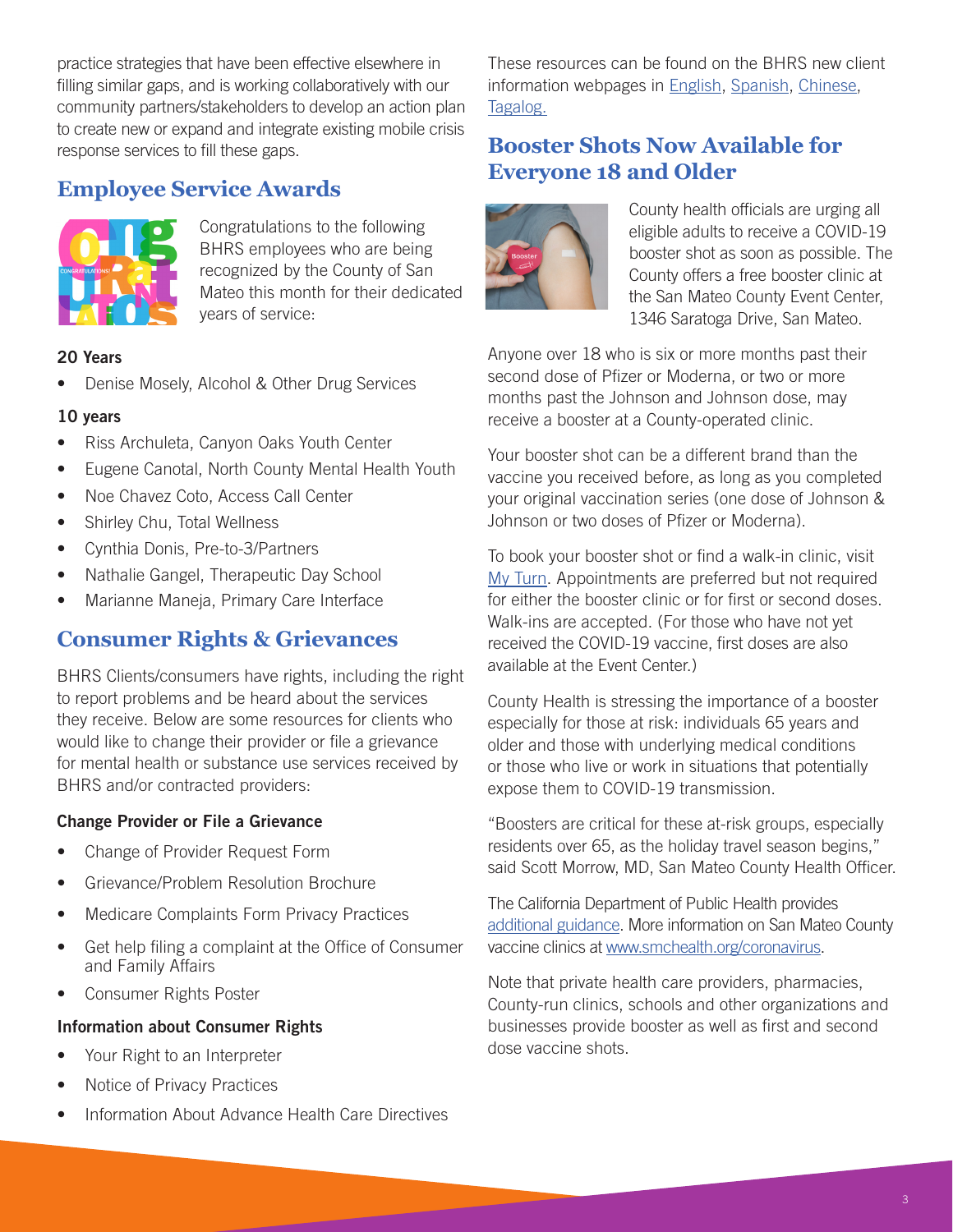practice strategies that have been effective elsewhere in filling similar gaps, and is working collaboratively with our community partners/stakeholders to develop an action plan to create new or expand and integrate existing mobile crisis response services to fill these gaps.

## Employee Service Awards

Congratulations to the following BHRS employees who are being recognized by the County of San Mateo this month for their dedicated years of service:

**20 Years**

- Denise Mosely, Alcohol & Other Drug Services

**10 years**

- Riss Archuleta, Canyon Oaks Youth Center
- Eugene Canotal, North County Mental Health Youth
- Noe Chavez Coto, Access Call Center
- Shirley Chu, Total Wellness
- Cynthia Donis, Pre-to-3/Partners
- Nathalie Gangel, Therapeutic Day School
- Marianne Maneja, Primary Care Interface

## Consumer Rights & Grievances

BHRS Clients/consumers have rights, including the right to report problems and be heard about the services they receive. Below are some resources for clients who would like to change their provider or file a grievance for mental health or substance use services received by BHRS and/or contracted providers:

**Change Provider or File a Grievance**

- Change of Provider Request Form
- Grievance/Problem Resolution Brochure
- Medicare Complaints Form Privacy Practices
- Get help filing a complaint at the Office of Consumer and Family Affairs
- Consumer Rights Poster

**Information about Consumer Rights**

- Your Right to an Interpreter
- Notice of Privacy Practices
- Information About Advance Health Care Directives

These resources can be found on the BHRS new client information webpages in English, Spanish, Chinese, Tagalog.

## Booster Shots Now Available for Everyone 18 and Older

County health officials are urging all eligible adults to receive a COVID-19 booster shot as soon as possible. The County offers a free booster clinic at the San Mateo County Event Center, 1346 Saratoga Drive, San Mateo.

Anyone over 18 who is six or more months past their second dose of Pfizer or Moderna, or two or more months past the Johnson and Johnson dose, may receive a booster at a County-operated clinic.

Your booster shot can be a different brand than the vaccine you received before, as long as you completed your original vaccination series (one dose of Johnson & Johnson or two doses of Pfizer or Moderna).

To book your booster shot or find a walk-in clinic, visit My Turn. Appointments are preferred but not required for either the booster clinic or for first or second doses. Walk-ins are accepted. (For those who have not yet received the COVID-19 vaccine, first doses are also available at the Event Center.)

County Health is stressing the importance of a booster especially for those at risk: individuals 65 years and older and those with underlying medical conditions or those who live or work in situations that potentially expose them to COVID-19 transmission.

"Boosters are critical for these at-risk groups, especially residents over 65, as the holiday travel season begins," said Scott Morrow, MD, San Mateo County Health Officer.

The California Department of Public Health provides additional guidance. More information on San Mateo County vaccine clinics at www.smchealth.org/coronavirus.

Note that private health care providers, pharmacies, County-run clinics, schools and other organizations and businesses provide booster as well as first and second dose vaccine shots.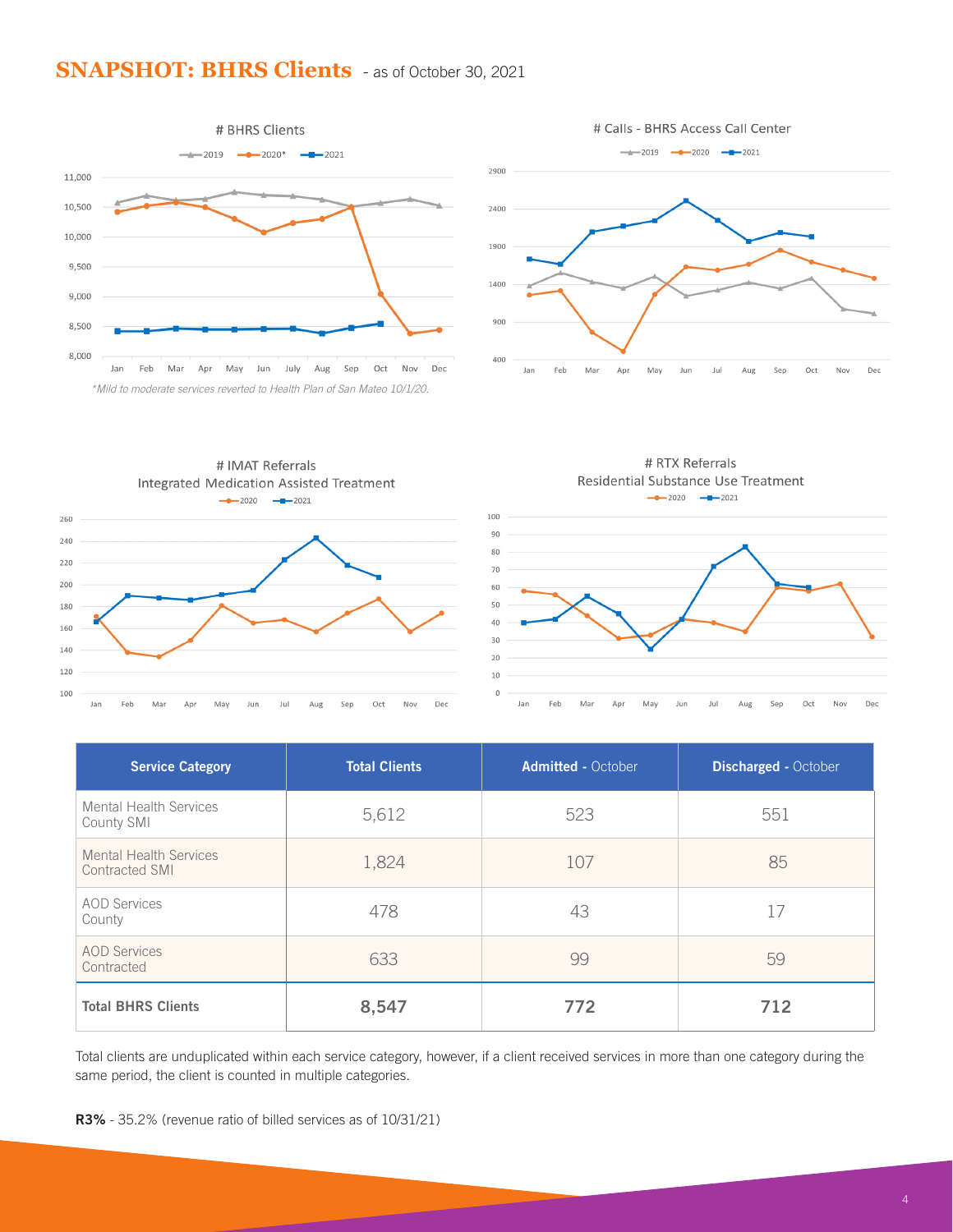## SNAPSHOT: BHRS Clients - as of October 30, 2021

# BHRS Clients

2019 2020* 2021

11,000
10,500
10,000
9,500
9,000
8,500
8,000

Jan Feb Mar Apr May Jun July Aug Sep Oct Nov Dec

*Mild to moderate services reverted to Health Plan of San Mateo 10/1/20.

# Calls - BHRS Access Call Center

2019 2020 2021

2900
2400
1900
1400
900
400

Jan Feb Mar Apr May Jun Jul Aug Sep Oct Nov Dec

# IMAT Referrals
Integrated Medication Assisted Treatment

2020 2021

260
240
220
200
180
160
140
120
100

Jan Feb Mar Apr May Jun Jul Aug Sep Oct Nov Dec

# RTX Referrals
Residential Substance Use Treatment

2020 2021

100
90
80
70
60
50
40
30
20
10
0

Jan Feb Mar Apr May Jun Jul Aug Sep Oct Nov Dec

| Service Category | Total Clients | Admitted - October | Discharged - October |
|---|---|---|---|
| Mental Health Services County SMI | 5,612 | 523 | 551 |
| Mental Health Services Contracted SMI | 1,824 | 107 | 85 |
| AOD Services County | 478 | 43 | 17 |
| AOD Services Contracted | 633 | 99 | 59 |
| **Total BHRS Clients** | **8,547** | **772** | **712** |

Total clients are unduplicated within each service category, however, if a client received services in more than one category during the same period, the client is counted in multiple categories.

**R3%** - 35.2% (revenue ratio of billed services as of 10/31/21)